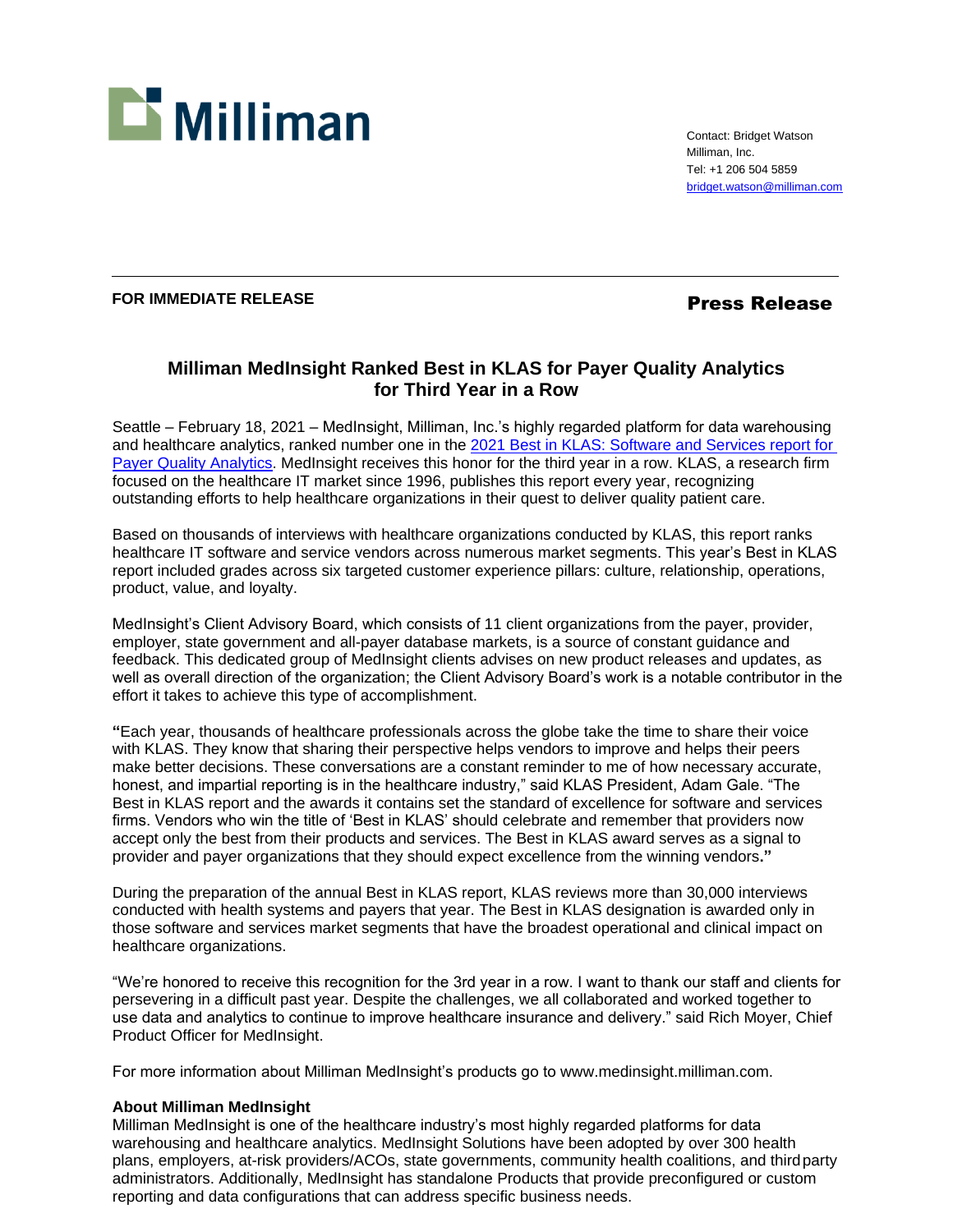Milliman

Contact: Bridget Watson
Milliman, Inc.
Tel: +1 206 504 5859
bridget.watson@milliman.com

**FOR IMMEDIATE RELEASE**

**Press Release**

# Milliman MedInsight Ranked Best in KLAS for Payer Quality Analytics for Third Year in a Row

Seattle – February 18, 2021 – MedInsight, Milliman, Inc.'s highly regarded platform for data warehousing and healthcare analytics, ranked number one in the [2021 Best in KLAS: Software and Services report for Payer Quality Analytics](). MedInsight receives this honor for the third year in a row. KLAS, a research firm focused on the healthcare IT market since 1996, publishes this report every year, recognizing outstanding efforts to help healthcare organizations in their quest to deliver quality patient care.

Based on thousands of interviews with healthcare organizations conducted by KLAS, this report ranks healthcare IT software and service vendors across numerous market segments. This year's Best in KLAS report included grades across six targeted customer experience pillars: culture, relationship, operations, product, value, and loyalty.

MedInsight's Client Advisory Board, which consists of 11 client organizations from the payer, provider, employer, state government and all-payer database markets, is a source of constant guidance and feedback. This dedicated group of MedInsight clients advises on new product releases and updates, as well as overall direction of the organization; the Client Advisory Board's work is a notable contributor in the effort it takes to achieve this type of accomplishment.

"Each year, thousands of healthcare professionals across the globe take the time to share their voice with KLAS. They know that sharing their perspective helps vendors to improve and helps their peers make better decisions. These conversations are a constant reminder to me of how necessary accurate, honest, and impartial reporting is in the healthcare industry," said KLAS President, Adam Gale. "The Best in KLAS report and the awards it contains set the standard of excellence for software and services firms. Vendors who win the title of 'Best in KLAS' should celebrate and remember that providers now accept only the best from their products and services. The Best in KLAS award serves as a signal to provider and payer organizations that they should expect excellence from the winning vendors."

During the preparation of the annual Best in KLAS report, KLAS reviews more than 30,000 interviews conducted with health systems and payers that year. The Best in KLAS designation is awarded only in those software and services market segments that have the broadest operational and clinical impact on healthcare organizations.

"We're honored to receive this recognition for the 3rd year in a row. I want to thank our staff and clients for persevering in a difficult past year. Despite the challenges, we all collaborated and worked together to use data and analytics to continue to improve healthcare insurance and delivery." said Rich Moyer, Chief Product Officer for MedInsight.

For more information about Milliman MedInsight's products go to www.medinsight.milliman.com.

**About Milliman MedInsight**

Milliman MedInsight is one of the healthcare industry's most highly regarded platforms for data warehousing and healthcare analytics. MedInsight Solutions have been adopted by over 300 health plans, employers, at-risk providers/ACOs, state governments, community health coalitions, and third party administrators. Additionally, MedInsight has standalone Products that provide preconfigured or custom reporting and data configurations that can address specific business needs.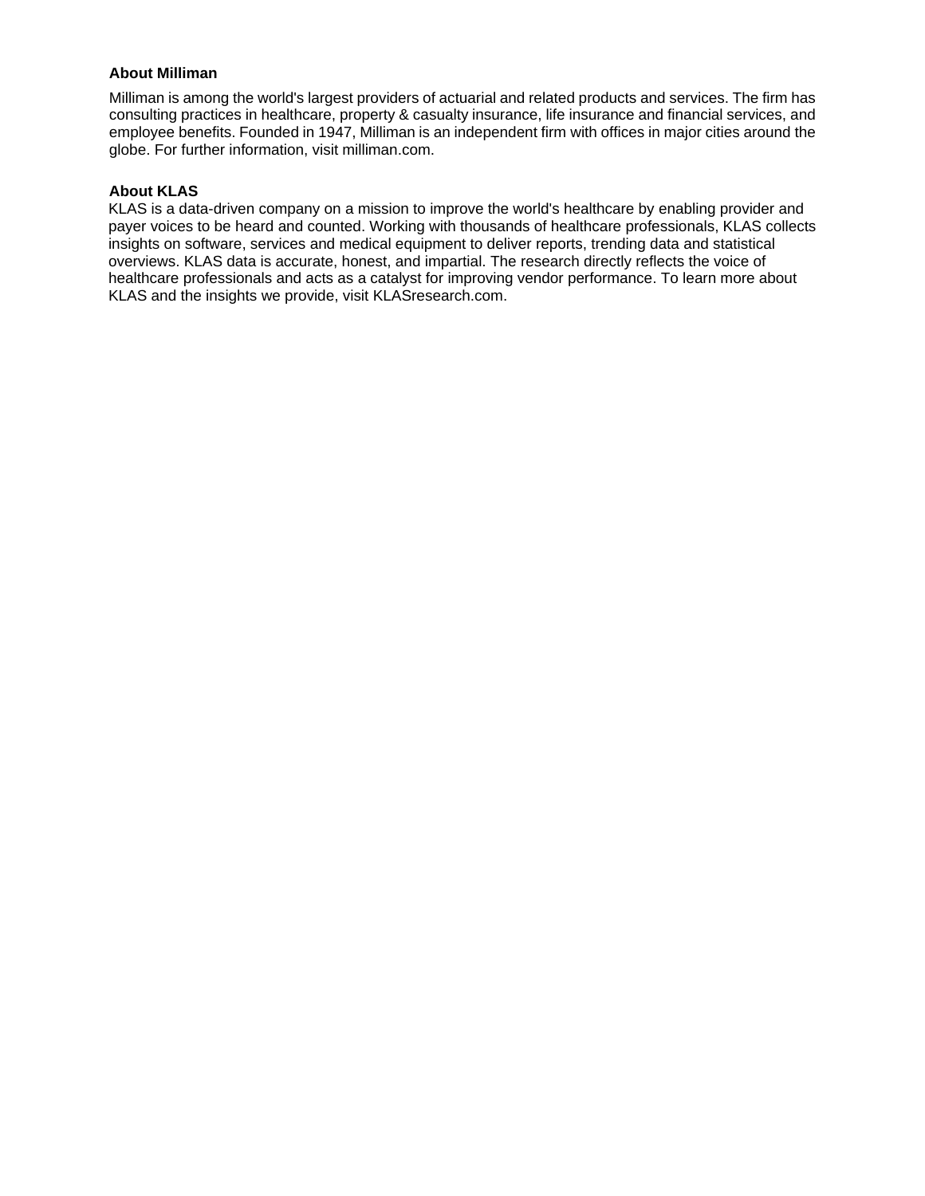**About Milliman**

Milliman is among the world's largest providers of actuarial and related products and services. The firm has consulting practices in healthcare, property & casualty insurance, life insurance and financial services, and employee benefits. Founded in 1947, Milliman is an independent firm with offices in major cities around the globe. For further information, visit milliman.com.

**About KLAS**

KLAS is a data-driven company on a mission to improve the world's healthcare by enabling provider and payer voices to be heard and counted. Working with thousands of healthcare professionals, KLAS collects insights on software, services and medical equipment to deliver reports, trending data and statistical overviews. KLAS data is accurate, honest, and impartial. The research directly reflects the voice of healthcare professionals and acts as a catalyst for improving vendor performance. To learn more about KLAS and the insights we provide, visit KLASresearch.com.